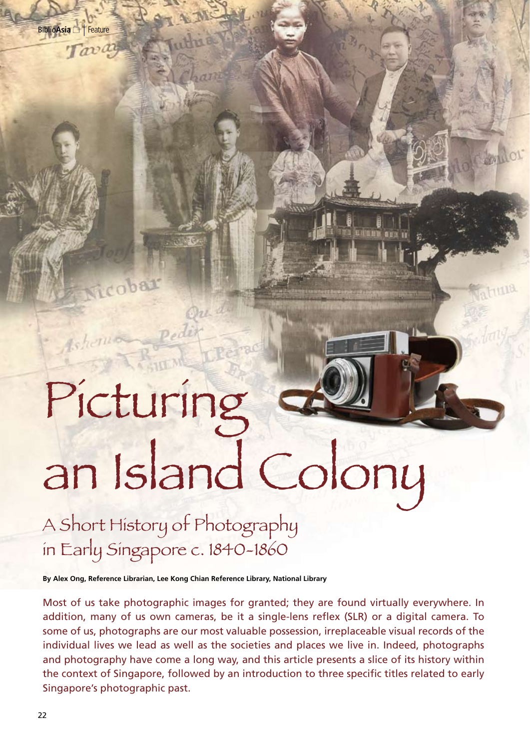# Picturing an Island Colony

## A Short History of Photography in Early Singapore c. 1840-1860

**By Alex Ong, Reference Librarian, Lee Kong Chian Reference Library, National Library**

Most of us take photographic images for granted; they are found virtually everywhere. In addition, many of us own cameras, be it a single-lens reflex (SLR) or a digital camera. To some of us, photographs are our most valuable possession, irreplaceable visual records of the individual lives we lead as well as the societies and places we live in. Indeed, photographs and photography have come a long way, and this article presents a slice of its history within the context of Singapore, followed by an introduction to three specific titles related to early Singapore's photographic past.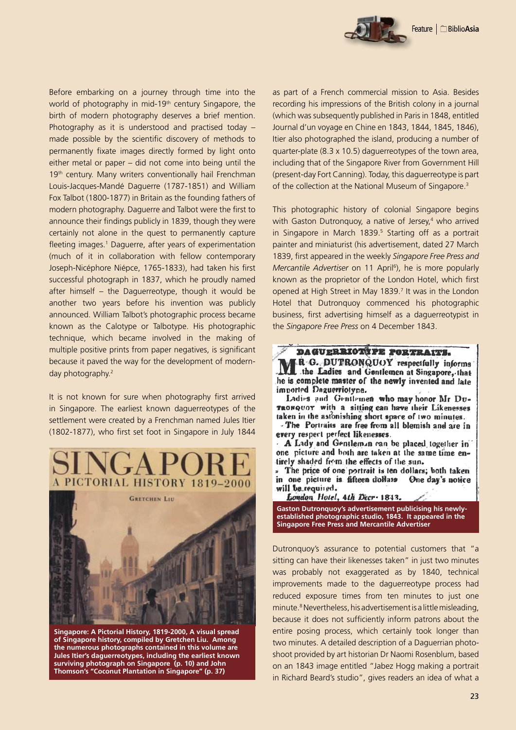Before embarking on a journey through time into the world of photography in mid-19th century Singapore, the birth of modern photography deserves a brief mention. Photography as it is understood and practised today – made possible by the scientific discovery of methods to permanently fixate images directly formed by light onto either metal or paper – did not come into being until the 19th century. Many writers conventionally hail Frenchman Louis-Jacques-Mandé Daguerre (1787-1851) and William Fox Talbot (1800-1877) in Britain as the founding fathers of modern photography. Daguerre and Talbot were the first to announce their findings publicly in 1839, though they were certainly not alone in the quest to permanently capture fleeting images.[1] Daguerre, after years of experimentation (much of it in collaboration with fellow contemporary Joseph-Nicéphore Niépce, 1765-1833), had taken his first successful photograph in 1837, which he proudly named after himself – the Daguerreotype, though it would be another two years before his invention was publicly announced. William Talbot's photographic process became known as the Calotype or Talbotype. His photographic technique, which became involved in the making of multiple positive prints from paper negatives, is significant because it paved the way for the development of modern-day photography.[2]

It is not known for sure when photography first arrived in Singapore. The earliest known daguerreotypes of the settlement were created by a Frenchman named Jules Itier (1802-1877), who first set foot in Singapore in July 1844 as part of a French commercial mission to Asia. Besides recording his impressions of the British colony in a journal (which was subsequently published in Paris in 1848, entitled Journal d'un voyage en Chine en 1843, 1844, 1845, 1846), Itier also photographed the island, producing a number of quarter-plate (8.3 x 10.5) daguerreotypes of the town area, including that of the Singapore River from Government Hill (present-day Fort Canning). Today, this daguerreotype is part of the collection at the National Museum of Singapore.[3]

**Singapore: A Pictorial History, 1819-2000, A visual spread of Singapore history, compiled by Gretchen Liu. Among the numerous photographs contained in this volume are Jules Itier's daguerreotypes, including the earliest known surviving photograph on Singapore (p. 10) and John Thomson's "Coconut Plantation in Singapore" (p. 37)**

This photographic history of colonial Singapore begins with Gaston Dutronquoy, a native of Jersey,[4] who arrived in Singapore in March 1839.[5] Starting off as a portrait painter and miniaturist (his advertisement, dated 27 March 1839, first appeared in the weekly *Singapore Free Press and Mercantile Advertiser* on 11 April[6]), he is more popularly known as the proprietor of the London Hotel, which first opened at High Street in May 1839.[7] It was in the London Hotel that Dutronquoy commenced his photographic business, first advertising himself as a daguerreotypist in the *Singapore Free Press* on 4 December 1843.

> **DAGUERRIOTYPE PORTRAITS.**
>
> MR G. DUTRONQUOY respectfully informs the Ladies and Gentlemen at Singapore, that he is complete master of the newly invented and late imported Daguerriotype.
>
> Ladies and Gentlemen who may honor Mr Dutronquoy with a sitting can have their Likenesses taken in the astonishing short space of two minutes.
>
> The Portraits are free from all blemish and are in every respect perfect likenesses.
>
> A Lady and Gentleman can be placed together in one picture and both are taken at the same time entirely shaded from the effects of the sun.
>
> The price of one portrait is ten dollars; both taken in one picture is fifteen dollars One day's notice will be required.
>
> *London Hotel, 4th Decr. 1843.*

**Gaston Dutronquoy's advertisement publicising his newly-established photographic studio, 1843. It appeared in the Singapore Free Press and Mercantile Advertiser**

Dutronquoy's assurance to potential customers that "a sitting can have their likenesses taken" in just two minutes was probably not exaggerated as by 1840, technical improvements made to the daguerreotype process had reduced exposure times from ten minutes to just one minute.[8] Nevertheless, his advertisement is a little misleading, because it does not sufficiently inform patrons about the entire posing process, which certainly took longer than two minutes. A detailed description of a Daguerrian photo-shoot provided by art historian Dr Naomi Rosenblum, based on an 1843 image entitled "Jabez Hogg making a portrait in Richard Beard's studio", gives readers an idea of what a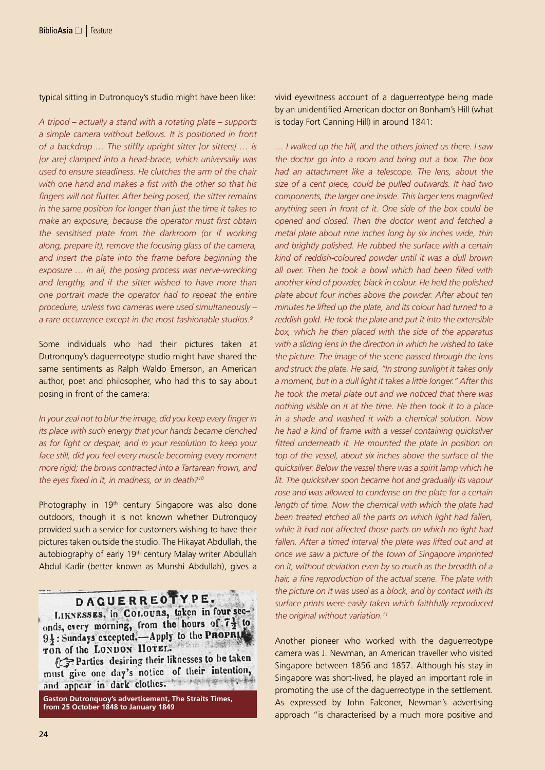typical sitting in Dutronquoy's studio might have been like:

*A tripod – actually a stand with a rotating plate – supports a simple camera without bellows. It is positioned in front of a backdrop … The stiffly upright sitter [or sitters] … is [or are] clamped into a head-brace, which universally was used to ensure steadiness. He clutches the arm of the chair with one hand and makes a fist with the other so that his fingers will not flutter. After being posed, the sitter remains in the same position for longer than just the time it takes to make an exposure, because the operator must first obtain the sensitised plate from the darkroom (or if working along, prepare it), remove the focusing glass of the camera, and insert the plate into the frame before beginning the exposure … In all, the posing process was nerve-wrecking and lengthy, and if the sitter wished to have more than one portrait made the operator had to repeat the entire procedure, unless two cameras were used simultaneously – a rare occurrence except in the most fashionable studios.*[9]

Some individuals who had their pictures taken at Dutronquoy's daguerreotype studio might have shared the same sentiments as Ralph Waldo Emerson, an American author, poet and philosopher, who had this to say about posing in front of the camera:

*In your zeal not to blur the image, did you keep every finger in its place with such energy that your hands became clenched as for fight or despair, and in your resolution to keep your face still, did you feel every muscle becoming every moment more rigid; the brows contracted into a Tartarean frown, and the eyes fixed in it, in madness, or in death?*[10]

Photography in 19th century Singapore was also done outdoors, though it is not known whether Dutronquoy provided such a service for customers wishing to have their pictures taken outside the studio. The Hikayat Abdullah, the autobiography of early 19th century Malay writer Abdullah Abdul Kadir (better known as Munshi Abdullah), gives a vivid eyewitness account of a daguerreotype being made by an unidentified American doctor on Bonham's Hill (what is today Fort Canning Hill) in around 1841:

*… I walked up the hill, and the others joined us there. I saw the doctor go into a room and bring out a box. The box had an attachment like a telescope. The lens, about the size of a cent piece, could be pulled outwards. It had two components, the larger one inside. This larger lens magnified anything seen in front of it. One side of the box could be opened and closed. Then the doctor went and fetched a metal plate about nine inches long by six inches wide, thin and brightly polished. He rubbed the surface with a certain kind of reddish-coloured powder until it was a dull brown all over. Then he took a bowl which had been filled with another kind of powder, black in colour. He held the polished plate about four inches above the powder. After about ten minutes he lifted up the plate, and its colour had turned to a reddish gold. He took the plate and put it into the extensible box, which he then placed with the side of the apparatus with a sliding lens in the direction in which he wished to take the picture. The image of the scene passed through the lens and struck the plate. He said, "In strong sunlight it takes only a moment, but in a dull light it takes a little longer." After this he took the metal plate out and we noticed that there was nothing visible on it at the time. He then took it to a place in a shade and washed it with a chemical solution. Now he had a kind of frame with a vessel containing quicksilver fitted underneath it. He mounted the plate in position on top of the vessel, about six inches above the surface of the quicksilver. Below the vessel there was a spirit lamp which he lit. The quicksilver soon became hot and gradually its vapour rose and was allowed to condense on the plate for a certain length of time. Now the chemical with which the plate had been treated etched all the parts on which light had fallen, while it had not affected those parts on which no light had fallen. After a timed interval the plate was lifted out and at once we saw a picture of the town of Singapore imprinted on it, without deviation even by so much as the breadth of a hair, a fine reproduction of the actual scene. The plate with the picture on it was used as a block, and by contact with its surface prints were easily taken which faithfully reproduced the original without variation.*[11]

DAGUERREOTYPE.
LIKNESSES, in COLOURS, taken in four seconds, every morning, from the hours of 7½ to 9½: Sundays excepted.—Apply to the PROPRIETOR of the LONDON HOTEL.
☞ Parties desiring their liknesses to be taken must give one day's notice of their intention, and appear in dark clothes.

**Gaston Dutronquoy's advertisement, The Straits Times, from 25 October 1848 to January 1849**

Another pioneer who worked with the daguerreotype camera was J. Newman, an American traveller who visited Singapore between 1856 and 1857. Although his stay in Singapore was short-lived, he played an important role in promoting the use of the daguerreotype in the settlement. As expressed by John Falconer, Newman's advertising approach "is characterised by a much more positive and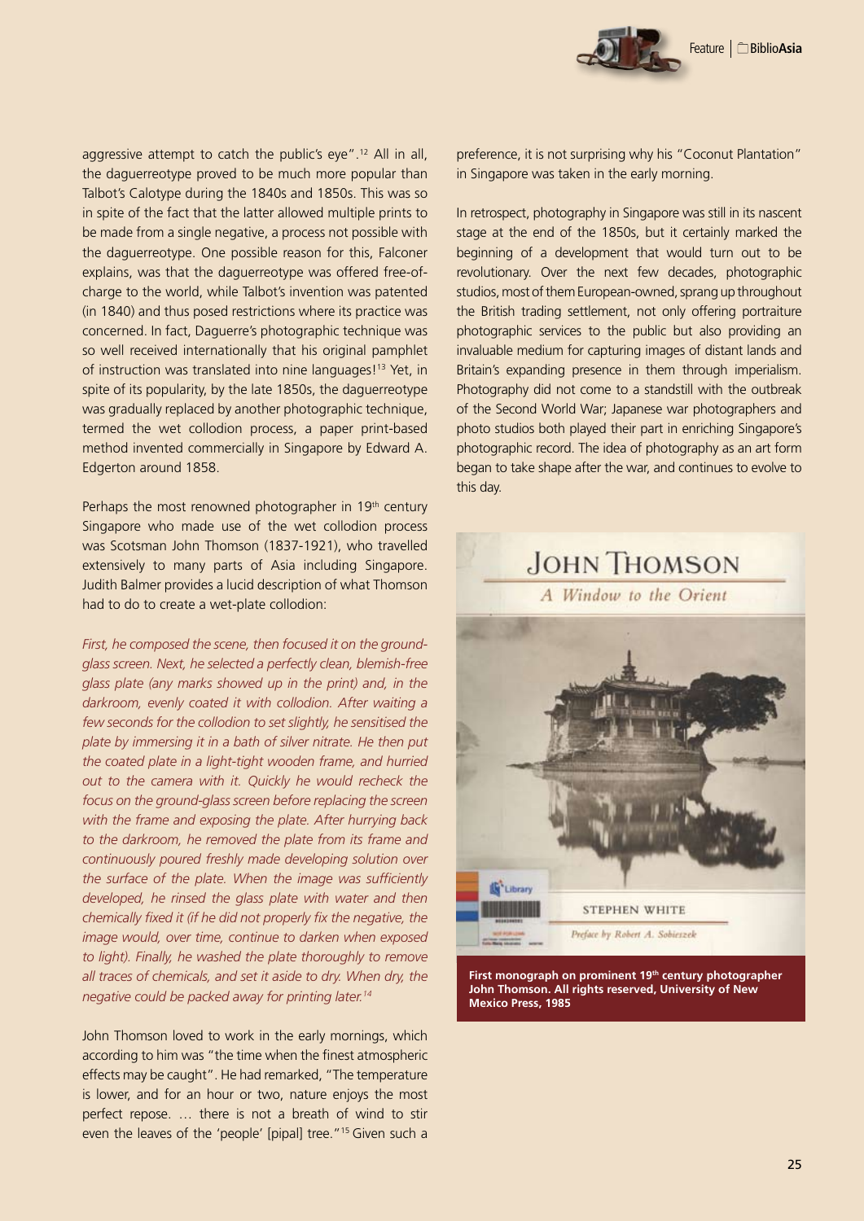aggressive attempt to catch the public's eye".[12] All in all, the daguerreotype proved to be much more popular than Talbot's Calotype during the 1840s and 1850s. This was so in spite of the fact that the latter allowed multiple prints to be made from a single negative, a process not possible with the daguerreotype. One possible reason for this, Falconer explains, was that the daguerreotype was offered free-of-charge to the world, while Talbot's invention was patented (in 1840) and thus posed restrictions where its practice was concerned. In fact, Daguerre's photographic technique was so well received internationally that his original pamphlet of instruction was translated into nine languages![13] Yet, in spite of its popularity, by the late 1850s, the daguerreotype was gradually replaced by another photographic technique, termed the wet collodion process, a paper print-based method invented commercially in Singapore by Edward A. Edgerton around 1858.

Perhaps the most renowned photographer in 19th century Singapore who made use of the wet collodion process was Scotsman John Thomson (1837-1921), who travelled extensively to many parts of Asia including Singapore. Judith Balmer provides a lucid description of what Thomson had to do to create a wet-plate collodion:

*First, he composed the scene, then focused it on the ground-glass screen. Next, he selected a perfectly clean, blemish-free glass plate (any marks showed up in the print) and, in the darkroom, evenly coated it with collodion. After waiting a few seconds for the collodion to set slightly, he sensitised the plate by immersing it in a bath of silver nitrate. He then put the coated plate in a light-tight wooden frame, and hurried out to the camera with it. Quickly he would recheck the focus on the ground-glass screen before replacing the screen with the frame and exposing the plate. After hurrying back to the darkroom, he removed the plate from its frame and continuously poured freshly made developing solution over the surface of the plate. When the image was sufficiently developed, he rinsed the glass plate with water and then chemically fixed it (if he did not properly fix the negative, the image would, over time, continue to darken when exposed to light). Finally, he washed the plate thoroughly to remove all traces of chemicals, and set it aside to dry. When dry, the negative could be packed away for printing later.*[14]

John Thomson loved to work in the early mornings, which according to him was "the time when the finest atmospheric effects may be caught". He had remarked, "The temperature is lower, and for an hour or two, nature enjoys the most perfect repose. … there is not a breath of wind to stir even the leaves of the 'people' [pipal] tree."[15] Given such a preference, it is not surprising why his "Coconut Plantation" in Singapore was taken in the early morning.

In retrospect, photography in Singapore was still in its nascent stage at the end of the 1850s, but it certainly marked the beginning of a development that would turn out to be revolutionary. Over the next few decades, photographic studios, most of them European-owned, sprang up throughout the British trading settlement, not only offering portraiture photographic services to the public but also providing an invaluable medium for capturing images of distant lands and Britain's expanding presence in them through imperialism. Photography did not come to a standstill with the outbreak of the Second World War; Japanese war photographers and photo studios both played their part in enriching Singapore's photographic record. The idea of photography as an art form began to take shape after the war, and continues to evolve to this day.

JOHN THOMSON
A Window to the Orient
STEPHEN WHITE
Preface by Robert A. Sobieszek

**First monograph on prominent 19th century photographer John Thomson. All rights reserved, University of New Mexico Press, 1985**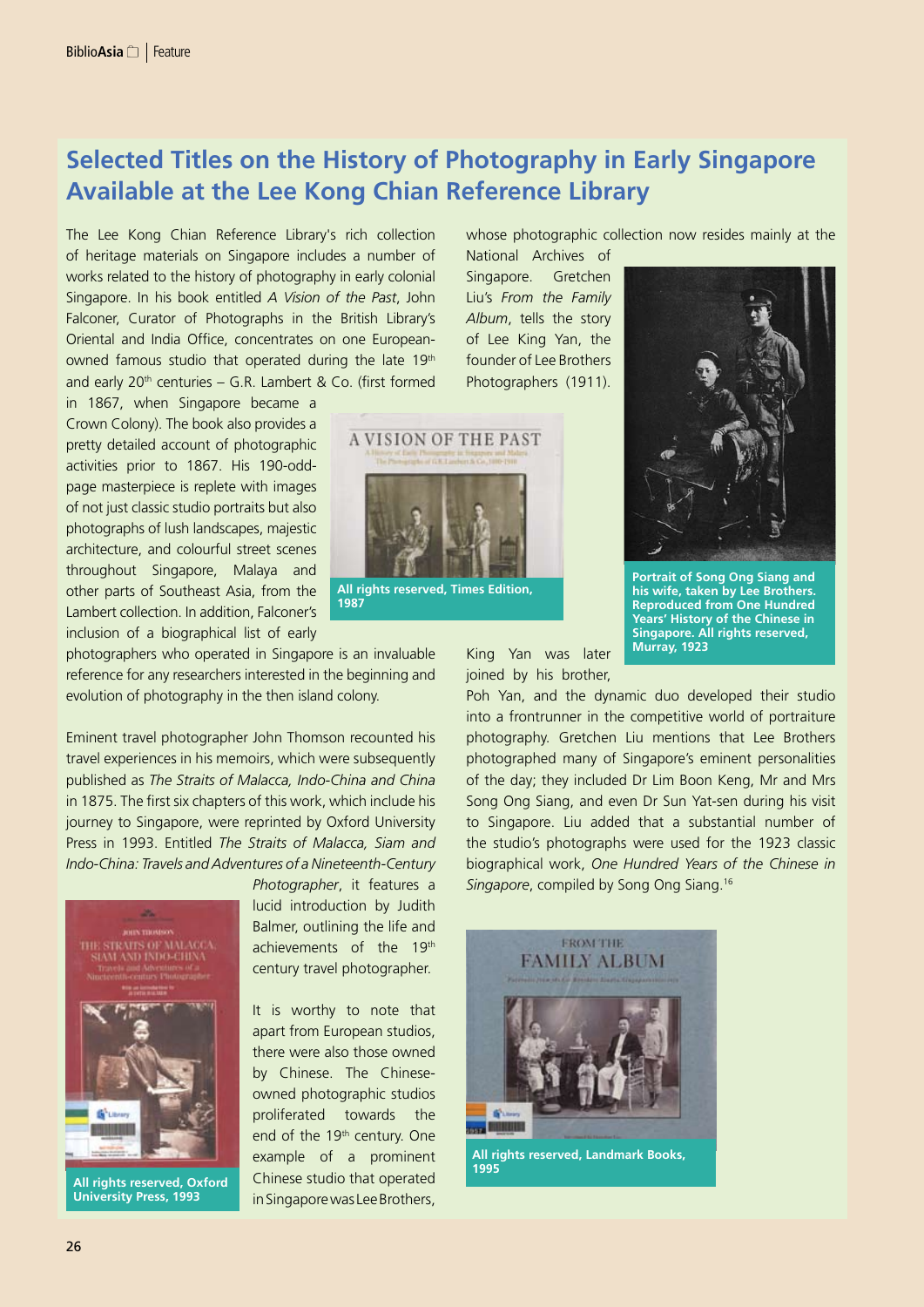## Selected Titles on the History of Photography in Early Singapore Available at the Lee Kong Chian Reference Library

The Lee Kong Chian Reference Library's rich collection of heritage materials on Singapore includes a number of works related to the history of photography in early colonial Singapore. In his book entitled *A Vision of the Past*, John Falconer, Curator of Photographs in the British Library's Oriental and India Office, concentrates on one European-owned famous studio that operated during the late 19th and early 20th centuries – G.R. Lambert & Co. (first formed in 1867, when Singapore became a Crown Colony). The book also provides a pretty detailed account of photographic activities prior to 1867. His 190-odd-page masterpiece is replete with images of not just classic studio portraits but also photographs of lush landscapes, majestic architecture, and colourful street scenes throughout Singapore, Malaya and other parts of Southeast Asia, from the Lambert collection. In addition, Falconer's inclusion of a biographical list of early photographers who operated in Singapore is an invaluable reference for any researchers interested in the beginning and evolution of photography in the then island colony.

All rights reserved, Times Edition, 1987

Eminent travel photographer John Thomson recounted his travel experiences in his memoirs, which were subsequently published as *The Straits of Malacca, Indo-China and China* in 1875. The first six chapters of this work, which include his journey to Singapore, were reprinted by Oxford University Press in 1993. Entitled *The Straits of Malacca, Siam and Indo-China: Travels and Adventures of a Nineteenth-Century Photographer*, it features a lucid introduction by Judith Balmer, outlining the life and achievements of the 19th century travel photographer.

All rights reserved, Oxford University Press, 1993

It is worthy to note that apart from European studios, there were also those owned by Chinese. The Chinese-owned photographic studios proliferated towards the end of the 19th century. One example of a prominent Chinese studio that operated in Singapore was Lee Brothers, whose photographic collection now resides mainly at the National Archives of Singapore. Gretchen Liu's *From the Family Album*, tells the story of Lee King Yan, the founder of Lee Brothers Photographers (1911). King Yan was later joined by his brother, Poh Yan, and the dynamic duo developed their studio into a frontrunner in the competitive world of portraiture photography. Gretchen Liu mentions that Lee Brothers photographed many of Singapore's eminent personalities of the day; they included Dr Lim Boon Keng, Mr and Mrs Song Ong Siang, and even Dr Sun Yat-sen during his visit to Singapore. Liu added that a substantial number of the studio's photographs were used for the 1923 classic biographical work, *One Hundred Years of the Chinese in Singapore*, compiled by Song Ong Siang.[16]

Portrait of Song Ong Siang and his wife, taken by Lee Brothers. Reproduced from One Hundred Years' History of the Chinese in Singapore. All rights reserved, Murray, 1923

All rights reserved, Landmark Books, 1995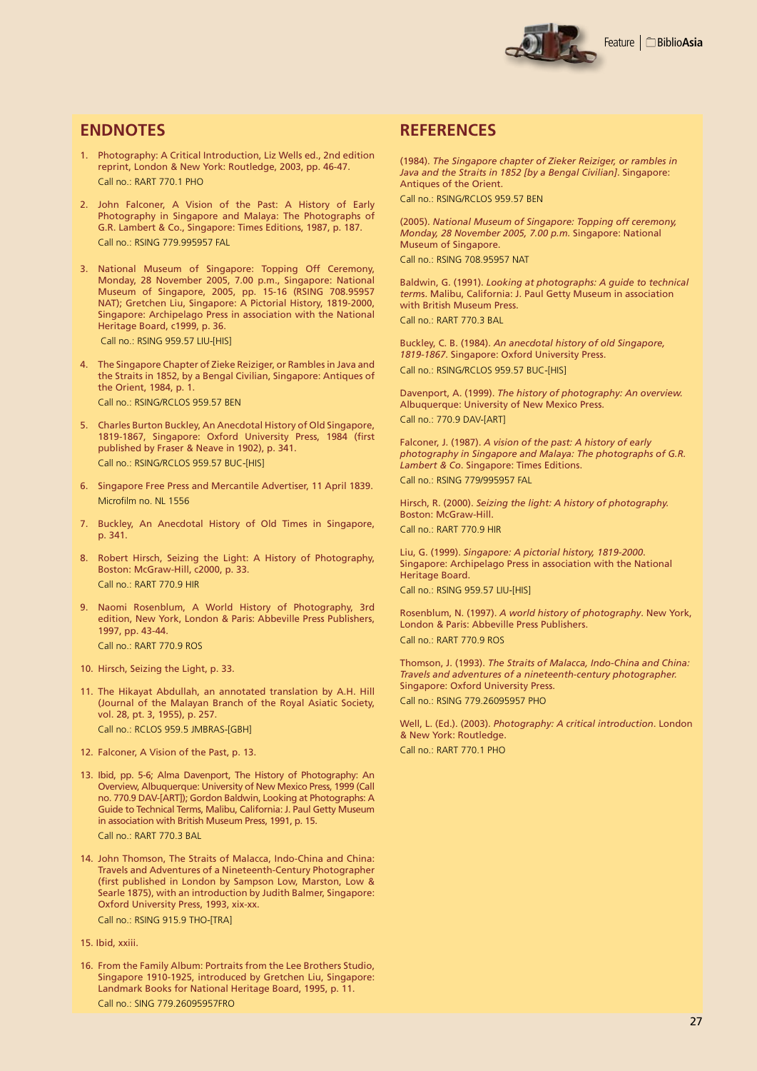## ENDNOTES

1. Photography: A Critical Introduction, Liz Wells ed., 2nd edition reprint, London & New York: Routledge, 2003, pp. 46-47.
   Call no.: RART 770.1 PHO

2. John Falconer, A Vision of the Past: A History of Early Photography in Singapore and Malaya: The Photographs of G.R. Lambert & Co., Singapore: Times Editions, 1987, p. 187.
   Call no.: RSING 779.995957 FAL

3. National Museum of Singapore: Topping Off Ceremony, Monday, 28 November 2005, 7.00 p.m., Singapore: National Museum of Singapore, 2005, pp. 15-16 (RSING 708.95957 NAT); Gretchen Liu, Singapore: A Pictorial History, 1819-2000, Singapore: Archipelago Press in association with the National Heritage Board, c1999, p. 36.
   Call no.: RSING 959.57 LIU-[HIS]

4. The Singapore Chapter of Zieke Reiziger, or Rambles in Java and the Straits in 1852, by a Bengal Civilian, Singapore: Antiques of the Orient, 1984, p. 1.
   Call no.: RSING/RCLOS 959.57 BEN

5. Charles Burton Buckley, An Anecdotal History of Old Singapore, 1819-1867, Singapore: Oxford University Press, 1984 (first published by Fraser & Neave in 1902), p. 341.
   Call no.: RSING/RCLOS 959.57 BUC-[HIS]

6. Singapore Free Press and Mercantile Advertiser, 11 April 1839.
   Microfilm no. NL 1556

7. Buckley, An Anecdotal History of Old Times in Singapore, p. 341.

8. Robert Hirsch, Seizing the Light: A History of Photography, Boston: McGraw-Hill, c2000, p. 33.
   Call no.: RART 770.9 HIR

9. Naomi Rosenblum, A World History of Photography, 3rd edition, New York, London & Paris: Abbeville Press Publishers, 1997, pp. 43-44.
   Call no.: RART 770.9 ROS

10. Hirsch, Seizing the Light, p. 33.

11. The Hikayat Abdullah, an annotated translation by A.H. Hill (Journal of the Malayan Branch of the Royal Asiatic Society, vol. 28, pt. 3, 1955), p. 257.
    Call no.: RCLOS 959.5 JMBRAS-[GBH]

12. Falconer, A Vision of the Past, p. 13.

13. Ibid, pp. 5-6; Alma Davenport, The History of Photography: An Overview, Albuquerque: University of New Mexico Press, 1999 (Call no. 770.9 DAV-[ART]); Gordon Baldwin, Looking at Photographs: A Guide to Technical Terms, Malibu, California: J. Paul Getty Museum in association with British Museum Press, 1991, p. 15.
    Call no.: RART 770.3 BAL

14. John Thomson, The Straits of Malacca, Indo-China and China: Travels and Adventures of a Nineteenth-Century Photographer (first published in London by Sampson Low, Marston, Low & Searle 1875), with an introduction by Judith Balmer, Singapore: Oxford University Press, 1993, xix-xx.
    Call no.: RSING 915.9 THO-[TRA]

15. Ibid, xxiii.

16. From the Family Album: Portraits from the Lee Brothers Studio, Singapore 1910-1925, introduced by Gretchen Liu, Singapore: Landmark Books for National Heritage Board, 1995, p. 11.
    Call no.: SING 779.26095957FRO

## REFERENCES

(1984). *The Singapore chapter of Zieker Reiziger, or rambles in Java and the Straits in 1852 [by a Bengal Civilian]*. Singapore: Antiques of the Orient.
Call no.: RSING/RCLOS 959.57 BEN

(2005). *National Museum of Singapore: Topping off ceremony, Monday, 28 November 2005, 7.00 p.m.* Singapore: National Museum of Singapore.
Call no.: RSING 708.95957 NAT

Baldwin, G. (1991). *Looking at photographs: A guide to technical terms*. Malibu, California: J. Paul Getty Museum in association with British Museum Press.
Call no.: RART 770.3 BAL

Buckley, C. B. (1984). *An anecdotal history of old Singapore, 1819-1867*. Singapore: Oxford University Press.
Call no.: RSING/RCLOS 959.57 BUC-[HIS]

Davenport, A. (1999). *The history of photography: An overview.* Albuquerque: University of New Mexico Press.
Call no.: 770.9 DAV-[ART]

Falconer, J. (1987). *A vision of the past: A history of early photography in Singapore and Malaya: The photographs of G.R. Lambert & Co.* Singapore: Times Editions.
Call no.: RSING 779/995957 FAL

Hirsch, R. (2000). *Seizing the light: A history of photography.* Boston: McGraw-Hill.
Call no.: RART 770.9 HIR

Liu, G. (1999). *Singapore: A pictorial history, 1819-2000*. Singapore: Archipelago Press in association with the National Heritage Board.
Call no.: RSING 959.57 LIU-[HIS]

Rosenblum, N. (1997). *A world history of photography*. New York, London & Paris: Abbeville Press Publishers.
Call no.: RART 770.9 ROS

Thomson, J. (1993). *The Straits of Malacca, Indo-China and China: Travels and adventures of a nineteenth-century photographer.* Singapore: Oxford University Press.
Call no.: RSING 779.26095957 PHO

Well, L. (Ed.). (2003). *Photography: A critical introduction*. London & New York: Routledge.
Call no.: RART 770.1 PHO